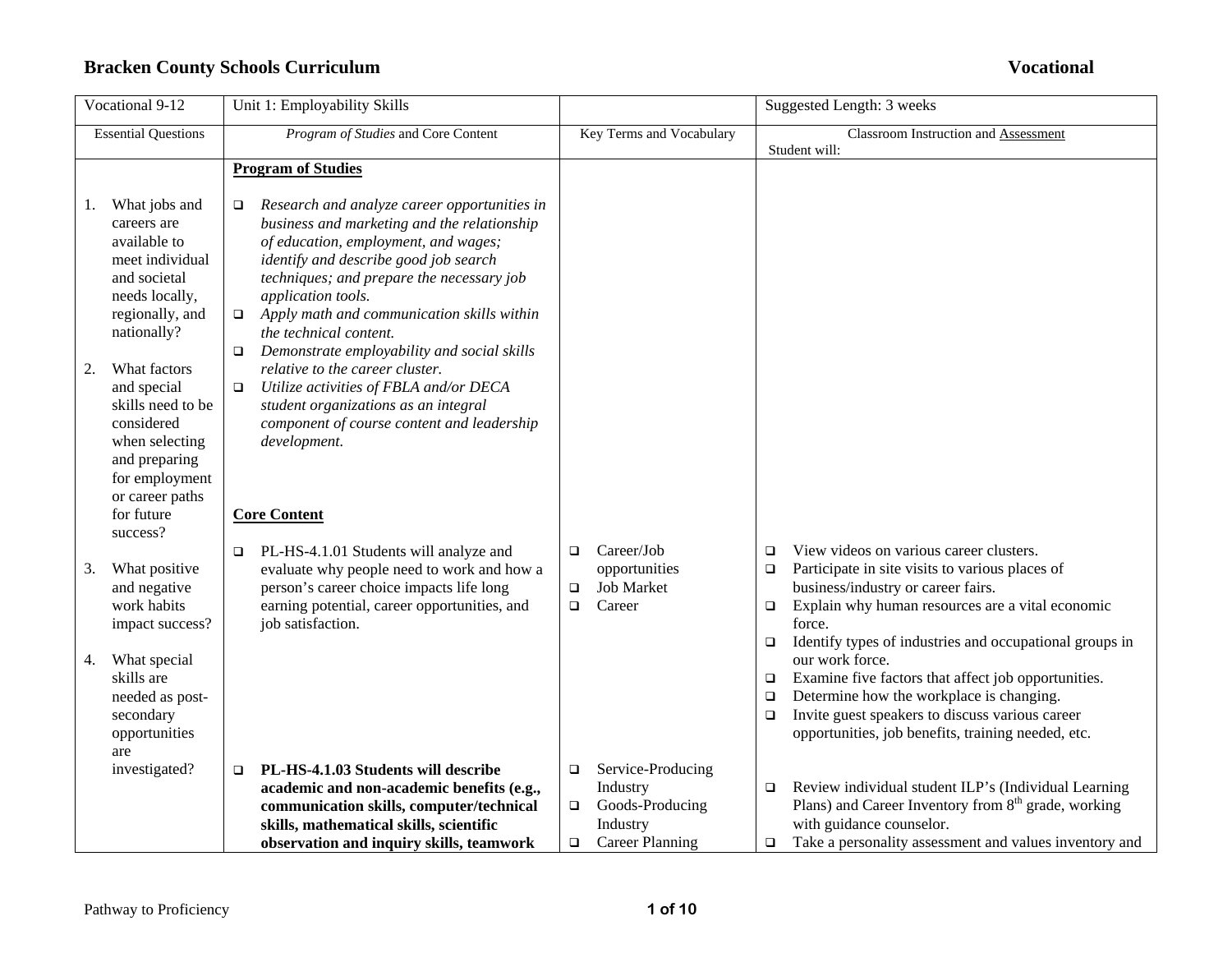# Bracken County Schools Curriculum

**Vocational**

| Vocational 9-12 | Unit 1: Employability Skills | | Suggested Length: 3 weeks |
|---|---|---|---|
| Essential Questions | *Program of Studies* and Core Content | Key Terms and Vocabulary | Classroom Instruction and Assessment<br>Student will: |
| 1. What jobs and careers are available to meet individual and societal needs locally, regionally, and nationally?<br><br>2. What factors and special skills need to be considered when selecting and preparing for employment or career paths for future success?<br><br>3. What positive and negative work habits impact success?<br><br>4. What special skills are needed as post-secondary opportunities are investigated? | **Program of Studies**<br><br>❑ *Research and analyze career opportunities in business and marketing and the relationship of education, employment, and wages; identify and describe good job search techniques; and prepare the necessary job application tools.*<br>❑ *Apply math and communication skills within the technical content.*<br>❑ *Demonstrate employability and social skills relative to the career cluster.*<br>❑ *Utilize activities of FBLA and/or DECA student organizations as an integral component of course content and leadership development.* | | |
| | **Core Content**<br><br>❑ PL-HS-4.1.01 Students will analyze and evaluate why people need to work and how a person's career choice impacts life long earning potential, career opportunities, and job satisfaction. | ❑ Career/Job opportunities<br>❑ Job Market<br>❑ Career | ❑ View videos on various career clusters.<br>❑ Participate in site visits to various places of business/industry or career fairs.<br>❑ Explain why human resources are a vital economic force.<br>❑ Identify types of industries and occupational groups in our work force.<br>❑ Examine five factors that affect job opportunities.<br>❑ Determine how the workplace is changing.<br>❑ Invite guest speakers to discuss various career opportunities, job benefits, training needed, etc. |
| | ❑ **PL-HS-4.1.03 Students will describe academic and non-academic benefits (e.g., communication skills, computer/technical skills, mathematical skills, scientific observation and inquiry skills, teamwork** | ❑ Service-Producing Industry<br>❑ Goods-Producing Industry<br>❑ Career Planning | ❑ Review individual student ILP's (Individual Learning Plans) and Career Inventory from 8th grade, working with guidance counselor.<br>❑ Take a personality assessment and values inventory and |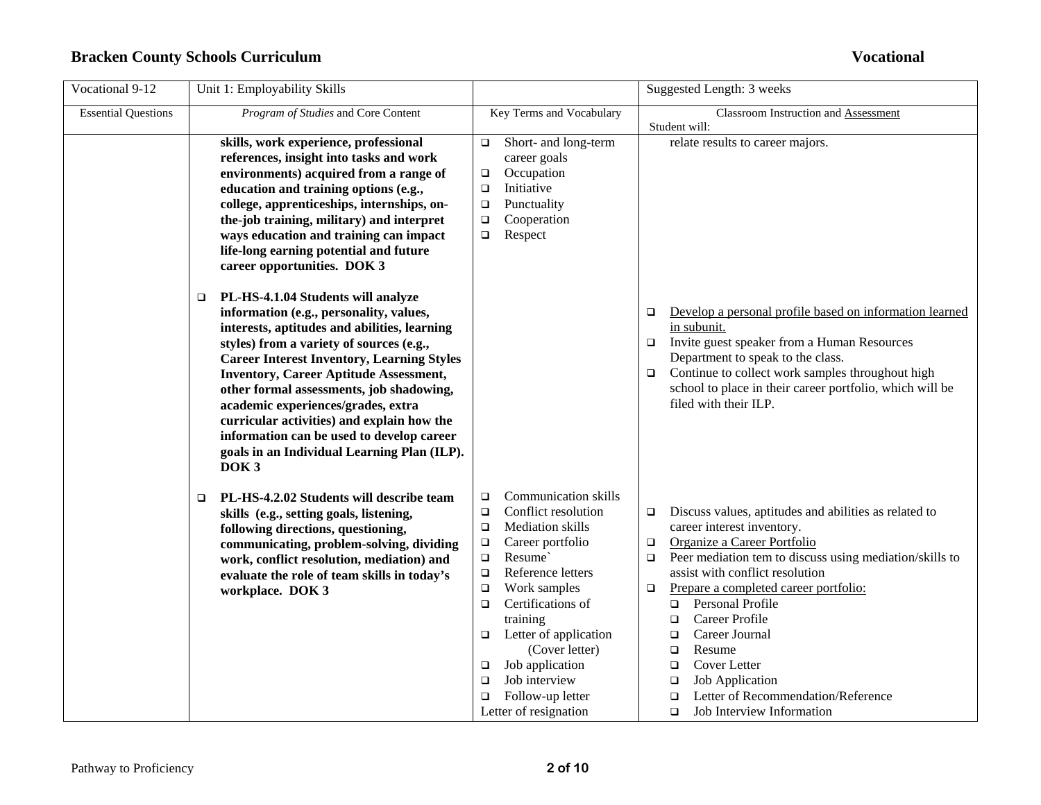# Bracken County Schools Curriculum — Vocational

| Vocational 9-12 | Unit 1: Employability Skills | | Suggested Length: 3 weeks |
|---|---|---|---|
| Essential Questions | *Program of Studies* and Core Content | Key Terms and Vocabulary | Classroom Instruction and Assessment<br>Student will: |
| | **skills, work experience, professional references, insight into tasks and work environments) acquired from a range of education and training options (e.g., college, apprenticeships, internships, on-the-job training, military) and interpret ways education and training can impact life-long earning potential and future career opportunities. DOK 3** | ❑ Short- and long-term career goals<br>❑ Occupation<br>❑ Initiative<br>❑ Punctuality<br>❑ Cooperation<br>❑ Respect | relate results to career majors. |
| | ❑ **PL-HS-4.1.04 Students will analyze information (e.g., personality, values, interests, aptitudes and abilities, learning styles) from a variety of sources (e.g., Career Interest Inventory, Learning Styles Inventory, Career Aptitude Assessment, other formal assessments, job shadowing, academic experiences/grades, extra curricular activities) and explain how the information can be used to develop career goals in an Individual Learning Plan (ILP). DOK 3** | | ❑ <u>Develop a personal profile based on information learned in subunit.</u><br>❑ Invite guest speaker from a Human Resources Department to speak to the class.<br>❑ Continue to collect work samples throughout high school to place in their career portfolio, which will be filed with their ILP. |
| | ❑ **PL-HS-4.2.02 Students will describe team skills (e.g., setting goals, listening, following directions, questioning, communicating, problem-solving, dividing work, conflict resolution, mediation) and evaluate the role of team skills in today's workplace. DOK 3** | ❑ Communication skills<br>❑ Conflict resolution<br>❑ Mediation skills<br>❑ Career portfolio<br>❑ Resume`<br>❑ Reference letters<br>❑ Work samples<br>❑ Certifications of training<br>❑ Letter of application (Cover letter)<br>❑ Job application<br>❑ Job interview<br>❑ Follow-up letter<br>Letter of resignation | ❑ Discuss values, aptitudes and abilities as related to career interest inventory.<br>❑ <u>Organize a Career Portfolio</u><br>❑ Peer mediation tem to discuss using mediation/skills to assist with conflict resolution<br>❑ <u>Prepare a completed career portfolio:</u><br>&nbsp;&nbsp;❑ Personal Profile<br>&nbsp;&nbsp;❑ Career Profile<br>&nbsp;&nbsp;❑ Career Journal<br>&nbsp;&nbsp;❑ Resume<br>&nbsp;&nbsp;❑ Cover Letter<br>&nbsp;&nbsp;❑ Job Application<br>&nbsp;&nbsp;❑ Letter of Recommendation/Reference<br>&nbsp;&nbsp;❑ Job Interview Information |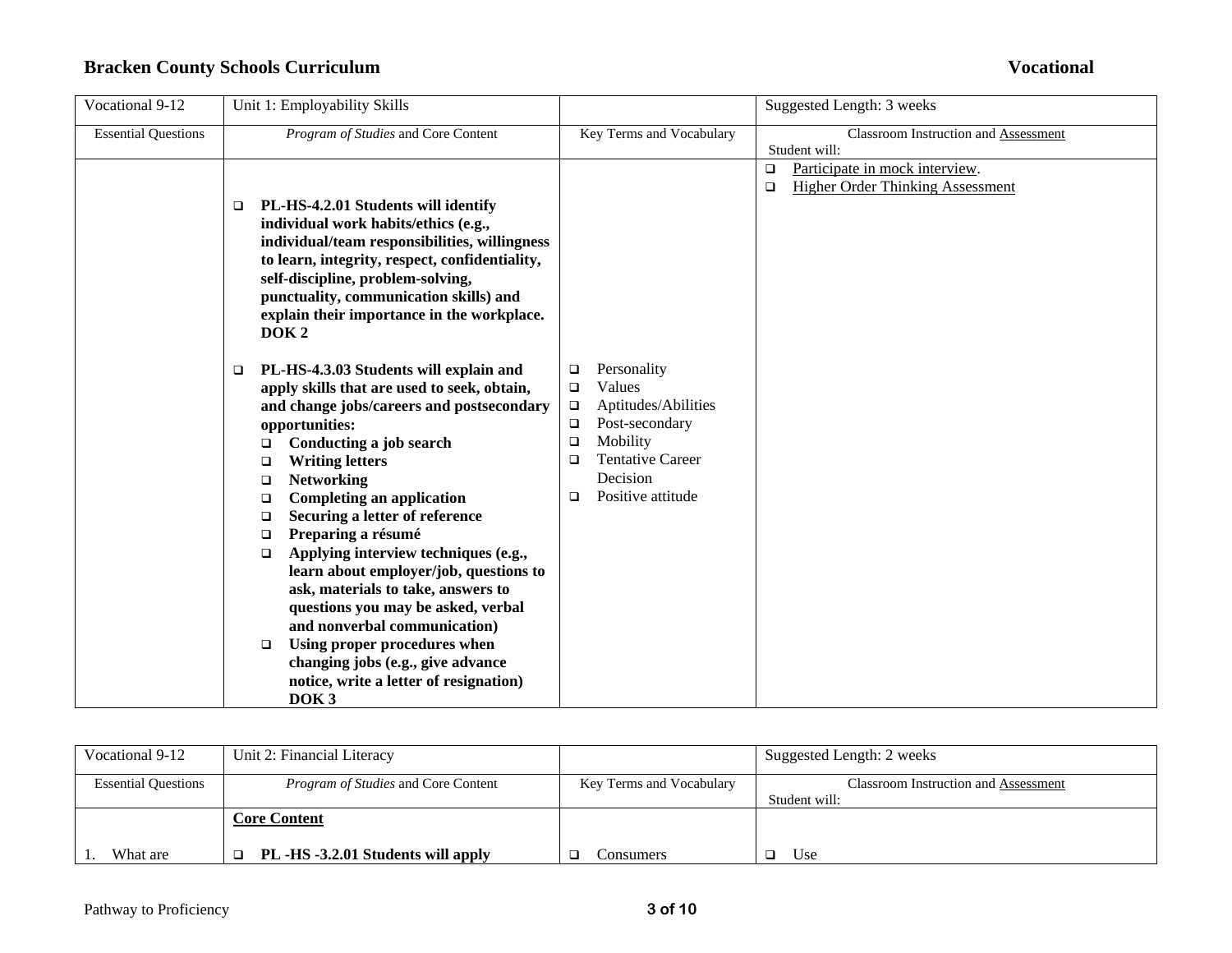## Bracken County Schools Curriculum — Vocational

| Vocational 9-12 | Unit 1: Employability Skills | | Suggested Length: 3 weeks |
|---|---|---|---|
| Essential Questions | *Program of Studies* and Core Content | Key Terms and Vocabulary | Classroom Instruction and Assessment<br>Student will: |
| | ❑ **PL-HS-4.2.01 Students will identify individual work habits/ethics (e.g., individual/team responsibilities, willingness to learn, integrity, respect, confidentiality, self-discipline, problem-solving, punctuality, communication skills) and explain their importance in the workplace. DOK 2**<br><br>❑ **PL-HS-4.3.03 Students will explain and apply skills that are used to seek, obtain, and change jobs/careers and postsecondary opportunities:**<br>❑ **Conducting a job search**<br>❑ **Writing letters**<br>❑ **Networking**<br>❑ **Completing an application**<br>❑ **Securing a letter of reference**<br>❑ **Preparing a résumé**<br>❑ **Applying interview techniques (e.g., learn about employer/job, questions to ask, materials to take, answers to questions you may be asked, verbal and nonverbal communication)**<br>❑ **Using proper procedures when changing jobs (e.g., give advance notice, write a letter of resignation) DOK 3** | ❑ Personality<br>❑ Values<br>❑ Aptitudes/Abilities<br>❑ Post-secondary<br>❑ Mobility<br>❑ Tentative Career Decision<br>❑ Positive attitude | ❑ Participate in mock interview.<br>❑ Higher Order Thinking Assessment |

| Vocational 9-12 | Unit 2: Financial Literacy | | Suggested Length: 2 weeks |
|---|---|---|---|
| Essential Questions | *Program of Studies* and Core Content | Key Terms and Vocabulary | Classroom Instruction and Assessment<br>Student will: |
| 1. What are | **Core Content**<br><br>❑ **PL -HS -3.2.01 Students will apply** | ❑ Consumers | ❑ Use |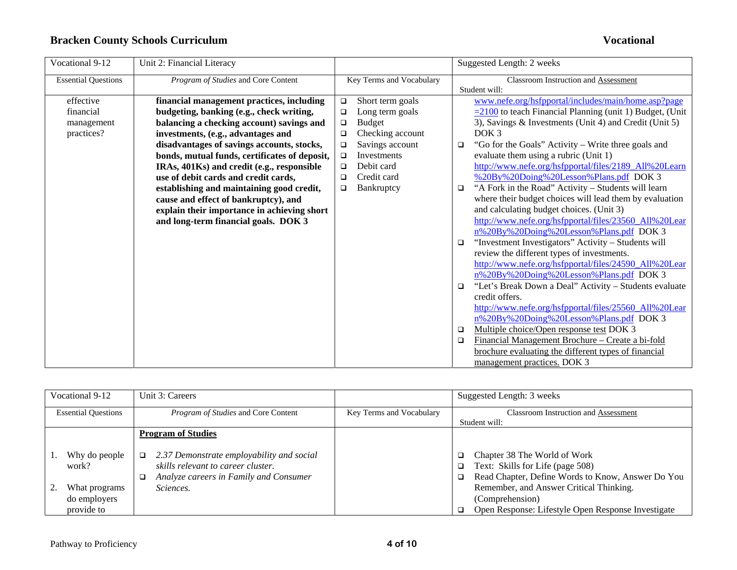| Vocational 9-12 | Unit 2: Financial Literacy | | Suggested Length: 2 weeks |
|---|---|---|---|
| Essential Questions | *Program of Studies* and Core Content | Key Terms and Vocabulary | Classroom Instruction and Assessment<br>Student will: |
| effective financial management practices? | **financial management practices, including budgeting, banking (e.g., check writing, balancing a checking account) savings and investments, (e.g., advantages and disadvantages of savings accounts, stocks, bonds, mutual funds, certificates of deposit, IRAs, 401Ks) and credit (e.g., responsible use of debit cards and credit cards, establishing and maintaining good credit, cause and effect of bankruptcy), and explain their importance in achieving short and long-term financial goals. DOK 3** | ❑ Short term goals<br>❑ Long term goals<br>❑ Budget<br>❑ Checking account<br>❑ Savings account<br>❑ Investments<br>❑ Debit card<br>❑ Credit card<br>❑ Bankruptcy | www.nefe.org/hsfpportal/includes/main/home.asp?page=2100 to teach Financial Planning (unit 1) Budget, (Unit 3), Savings & Investments (Unit 4) and Credit (Unit 5) DOK 3<br>❑ "Go for the Goals" Activity – Write three goals and evaluate them using a rubric (Unit 1) http://www.nefe.org/hsfpportal/files/2189_All%20Learn%20By%20Doing%20Lesson%Plans.pdf DOK 3<br>❑ "A Fork in the Road" Activity – Students will learn where their budget choices will lead them by evaluation and calculating budget choices. (Unit 3) http://www.nefe.org/hsfpportal/files/23560_All%20Learn%20By%20Doing%20Lesson%Plans.pdf DOK 3<br>❑ "Investment Investigators" Activity – Students will review the different types of investments. http://www.nefe.org/hsfpportal/files/24590_All%20Learn%20By%20Doing%20Lesson%Plans.pdf DOK 3<br>❑ "Let's Break Down a Deal" Activity – Students evaluate credit offers. http://www.nefe.org/hsfpportal/files/25560_All%20Learn%20By%20Doing%20Lesson%Plans.pdf DOK 3<br>❑ Multiple choice/Open response test DOK 3<br>❑ Financial Management Brochure – Create a bi-fold brochure evaluating the different types of financial management practices. DOK 3 |

| Vocational 9-12 | Unit 3: Careers | | Suggested Length: 3 weeks |
|---|---|---|---|
| Essential Questions | *Program of Studies* and Core Content | Key Terms and Vocabulary | Classroom Instruction and Assessment<br>Student will: |
| | **Program of Studies** | | |
| 1. Why do people work?<br><br>2. What programs do employers provide to | ❑ *2.37 Demonstrate employability and social skills relevant to career cluster.*<br>❑ *Analyze careers in Family and Consumer Sciences.* | | ❑ Chapter 38 The World of Work<br>❑ Text: Skills for Life (page 508)<br>❑ Read Chapter, Define Words to Know, Answer Do You Remember, and Answer Critical Thinking. (Comprehension)<br>❑ Open Response: Lifestyle Open Response Investigate |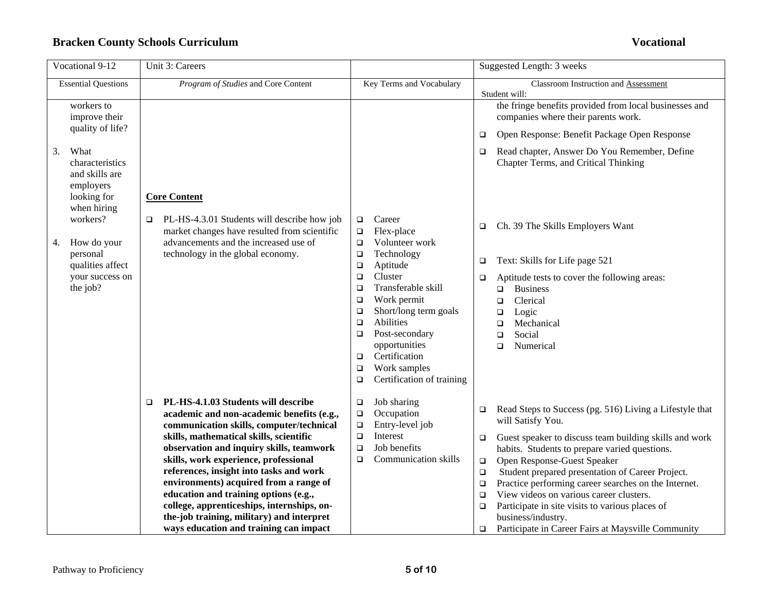## Bracken County Schools Curriculum — Vocational

| Vocational 9-12 | Unit 3: Careers | | Suggested Length: 3 weeks |
|---|---|---|---|
| Essential Questions | *Program of Studies* and Core Content | Key Terms and Vocabulary | Classroom Instruction and Assessment<br>Student will: |
| workers to improve their quality of life?<br><br>3. What characteristics and skills are employers looking for when hiring workers?<br><br>4. How do your personal qualities affect your success on the job? | **Core Content**<br><br>❑ PL-HS-4.3.01 Students will describe how job market changes have resulted from scientific advancements and the increased use of technology in the global economy. | ❑ Career<br>❑ Flex-place<br>❑ Volunteer work<br>❑ Technology<br>❑ Aptitude<br>❑ Cluster<br>❑ Transferable skill<br>❑ Work permit<br>❑ Short/long term goals<br>❑ Abilities<br>❑ Post-secondary opportunities<br>❑ Certification<br>❑ Work samples<br>❑ Certification of training | the fringe benefits provided from local businesses and companies where their parents work.<br>❑ Open Response: Benefit Package Open Response<br>❑ Read chapter, Answer Do You Remember, Define Chapter Terms, and Critical Thinking<br><br>❑ Ch. 39 The Skills Employers Want<br>❑ Text: Skills for Life page 521<br>❑ Aptitude tests to cover the following areas:<br>❑ Business<br>❑ Clerical<br>❑ Logic<br>❑ Mechanical<br>❑ Social<br>❑ Numerical |
| | ❑ **PL-HS-4.1.03 Students will describe academic and non-academic benefits (e.g., communication skills, computer/technical skills, mathematical skills, scientific observation and inquiry skills, teamwork skills, work experience, professional references, insight into tasks and work environments) acquired from a range of education and training options (e.g., college, apprenticeships, internships, on-the-job training, military) and interpret ways education and training can impact** | ❑ Job sharing<br>❑ Occupation<br>❑ Entry-level job<br>❑ Interest<br>❑ Job benefits<br>❑ Communication skills | ❑ Read Steps to Success (pg. 516) Living a Lifestyle that will Satisfy You.<br>❑ Guest speaker to discuss team building skills and work habits. Students to prepare varied questions.<br>❑ Open Response-Guest Speaker<br>❑ Student prepared presentation of Career Project.<br>❑ Practice performing career searches on the Internet.<br>❑ View videos on various career clusters.<br>❑ Participate in site visits to various places of business/industry.<br>❑ Participate in Career Fairs at Maysville Community |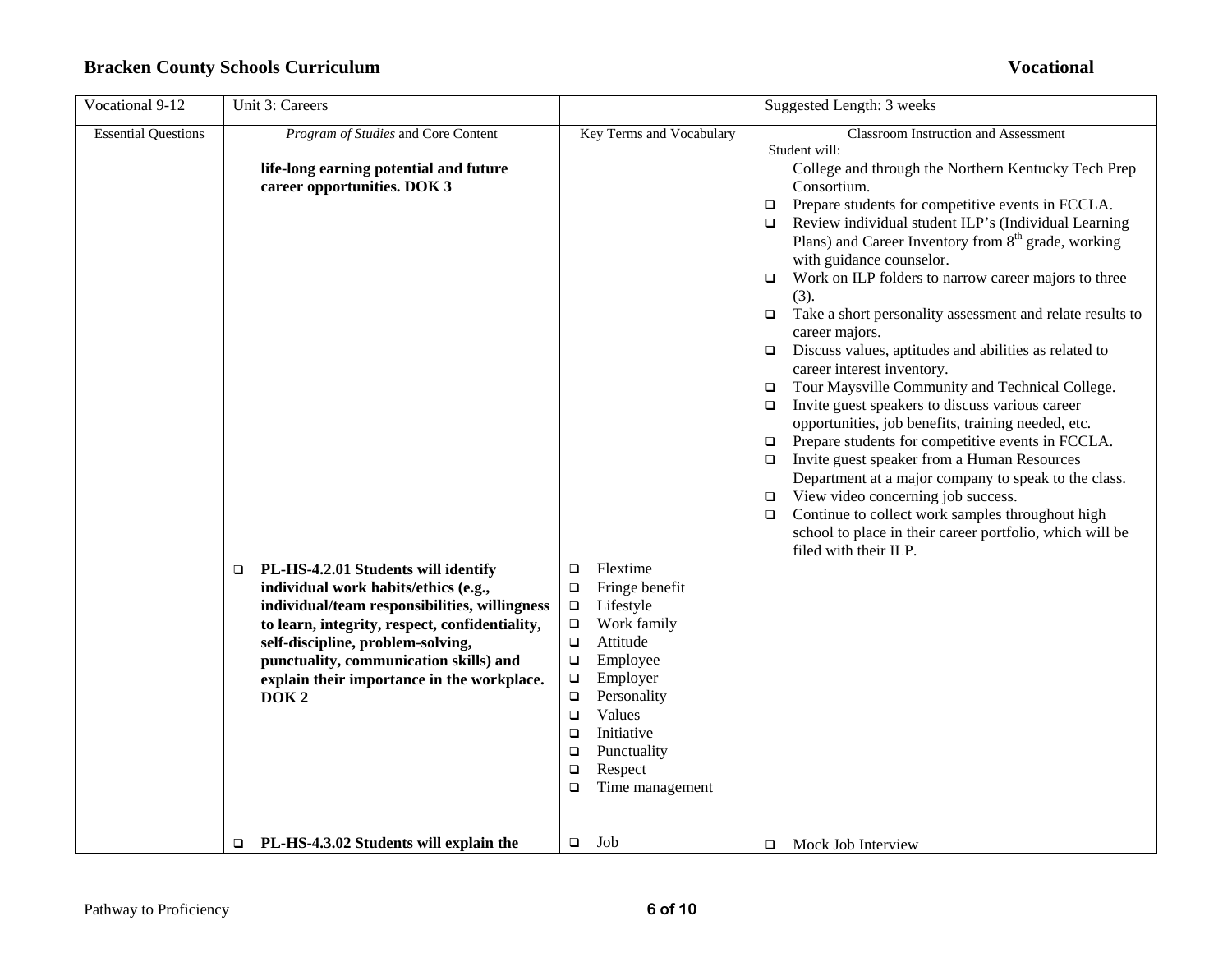## Bracken County Schools Curriculum — Vocational

| Vocational 9-12 | Unit 3: Careers | | Suggested Length: 3 weeks |
|---|---|---|---|
| Essential Questions | *Program of Studies* and Core Content | Key Terms and Vocabulary | Classroom Instruction and Assessment<br>Student will: |
| | **life-long earning potential and future career opportunities. DOK 3** | | College and through the Northern Kentucky Tech Prep Consortium.<br>❑ Prepare students for competitive events in FCCLA.<br>❑ Review individual student ILP's (Individual Learning Plans) and Career Inventory from 8th grade, working with guidance counselor.<br>❑ Work on ILP folders to narrow career majors to three (3).<br>❑ Take a short personality assessment and relate results to career majors.<br>❑ Discuss values, aptitudes and abilities as related to career interest inventory.<br>❑ Tour Maysville Community and Technical College.<br>❑ Invite guest speakers to discuss various career opportunities, job benefits, training needed, etc.<br>❑ Prepare students for competitive events in FCCLA.<br>❑ Invite guest speaker from a Human Resources Department at a major company to speak to the class.<br>❑ View video concerning job success.<br>❑ Continue to collect work samples throughout high school to place in their career portfolio, which will be filed with their ILP. |
| | ❑ **PL-HS-4.2.01 Students will identify individual work habits/ethics (e.g., individual/team responsibilities, willingness to learn, integrity, respect, confidentiality, self-discipline, problem-solving, punctuality, communication skills) and explain their importance in the workplace. DOK 2** | ❑ Flextime<br>❑ Fringe benefit<br>❑ Lifestyle<br>❑ Work family<br>❑ Attitude<br>❑ Employee<br>❑ Employer<br>❑ Personality<br>❑ Values<br>❑ Initiative<br>❑ Punctuality<br>❑ Respect<br>❑ Time management | |
| | ❑ **PL-HS-4.3.02 Students will explain the** | ❑ Job | ❑ Mock Job Interview |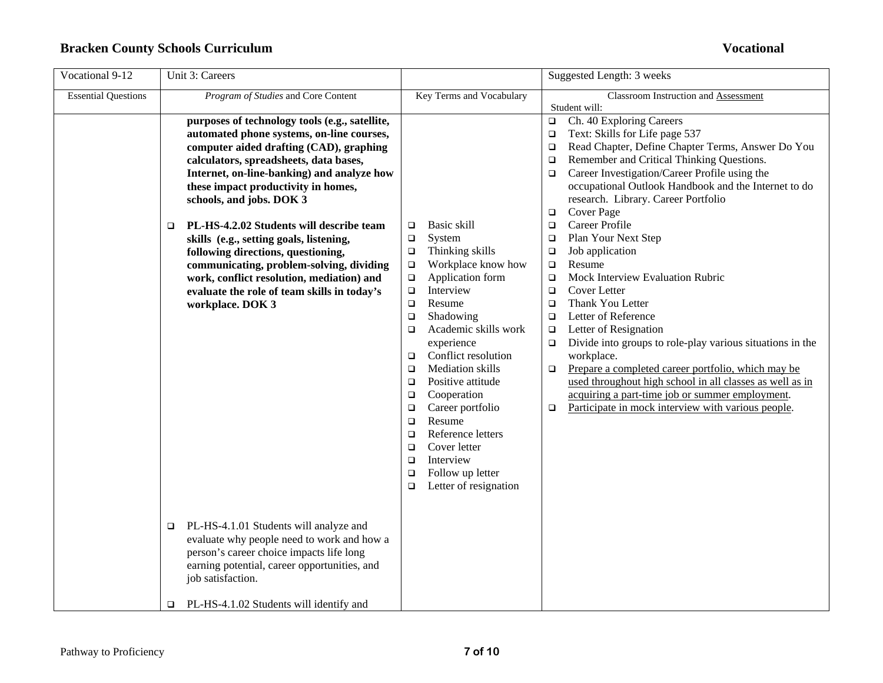## Bracken County Schools Curriculum — Vocational

| Vocational 9-12 | Unit 3: Careers | | Suggested Length: 3 weeks |
|---|---|---|---|
| Essential Questions | *Program of Studies* and Core Content | Key Terms and Vocabulary | Classroom Instruction and Assessment<br>Student will: |
| | **purposes of technology tools (e.g., satellite, automated phone systems, on-line courses, computer aided drafting (CAD), graphing calculators, spreadsheets, data bases, Internet, on-line-banking) and analyze how these impact productivity in homes, schools, and jobs. DOK 3**<br><br>❑ **PL-HS-4.2.02 Students will describe team skills (e.g., setting goals, listening, following directions, questioning, communicating, problem-solving, dividing work, conflict resolution, mediation) and evaluate the role of team skills in today's workplace. DOK 3**<br><br>❑ PL-HS-4.1.01 Students will analyze and evaluate why people need to work and how a person's career choice impacts life long earning potential, career opportunities, and job satisfaction.<br><br>❑ PL-HS-4.1.02 Students will identify and | ❑ Basic skill<br>❑ System<br>❑ Thinking skills<br>❑ Workplace know how<br>❑ Application form<br>❑ Interview<br>❑ Resume<br>❑ Shadowing<br>❑ Academic skills work experience<br>❑ Conflict resolution<br>❑ Mediation skills<br>❑ Positive attitude<br>❑ Cooperation<br>❑ Career portfolio<br>❑ Resume<br>❑ Reference letters<br>❑ Cover letter<br>❑ Interview<br>❑ Follow up letter<br>❑ Letter of resignation | ❑ Ch. 40 Exploring Careers<br>❑ Text: Skills for Life page 537<br>❑ Read Chapter, Define Chapter Terms, Answer Do You<br>❑ Remember and Critical Thinking Questions.<br>❑ Career Investigation/Career Profile using the occupational Outlook Handbook and the Internet to do research. Library. Career Portfolio<br>❑ Cover Page<br>❑ Career Profile<br>❑ Plan Your Next Step<br>❑ Job application<br>❑ Resume<br>❑ Mock Interview Evaluation Rubric<br>❑ Cover Letter<br>❑ Thank You Letter<br>❑ Letter of Reference<br>❑ Letter of Resignation<br>❑ Divide into groups to role-play various situations in the workplace.<br>❑ Prepare a completed career portfolio, which may be used throughout high school in all classes as well as in acquiring a part-time job or summer employment.<br>❑ Participate in mock interview with various people. |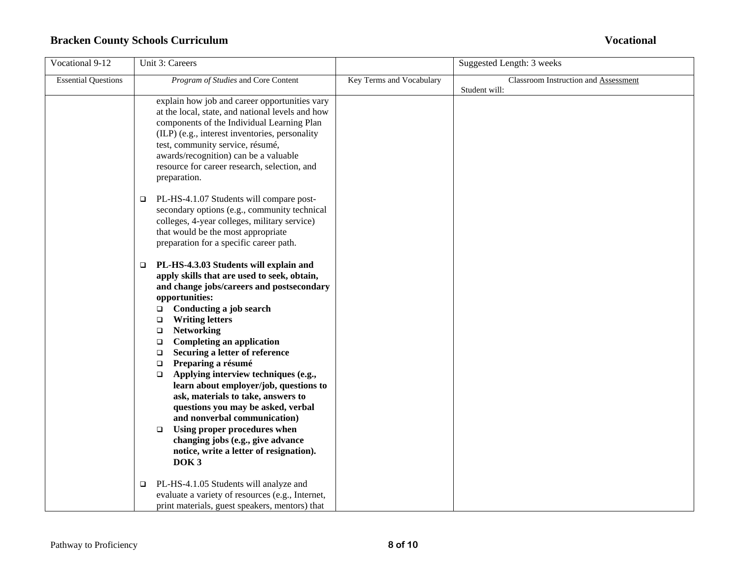| Vocational 9-12 | Unit 3: Careers | | Suggested Length: 3 weeks |
|---|---|---|---|
| Essential Questions | *Program of Studies* and Core Content | Key Terms and Vocabulary | Classroom Instruction and Assessment<br>Student will: |
| | explain how job and career opportunities vary at the local, state, and national levels and how components of the Individual Learning Plan (ILP) (e.g., interest inventories, personality test, community service, résumé, awards/recognition) can be a valuable resource for career research, selection, and preparation.<br><br>❑ PL-HS-4.1.07 Students will compare post-secondary options (e.g., community technical colleges, 4-year colleges, military service) that would be the most appropriate preparation for a specific career path.<br><br>❑ **PL-HS-4.3.03 Students will explain and apply skills that are used to seek, obtain, and change jobs/careers and postsecondary opportunities:**<br>❑ **Conducting a job search**<br>❑ **Writing letters**<br>❑ **Networking**<br>❑ **Completing an application**<br>❑ **Securing a letter of reference**<br>❑ **Preparing a résumé**<br>❑ **Applying interview techniques (e.g., learn about employer/job, questions to ask, materials to take, answers to questions you may be asked, verbal and nonverbal communication)**<br>❑ **Using proper procedures when changing jobs (e.g., give advance notice, write a letter of resignation). DOK 3**<br><br>❑ PL-HS-4.1.05 Students will analyze and evaluate a variety of resources (e.g., Internet, print materials, guest speakers, mentors) that | | |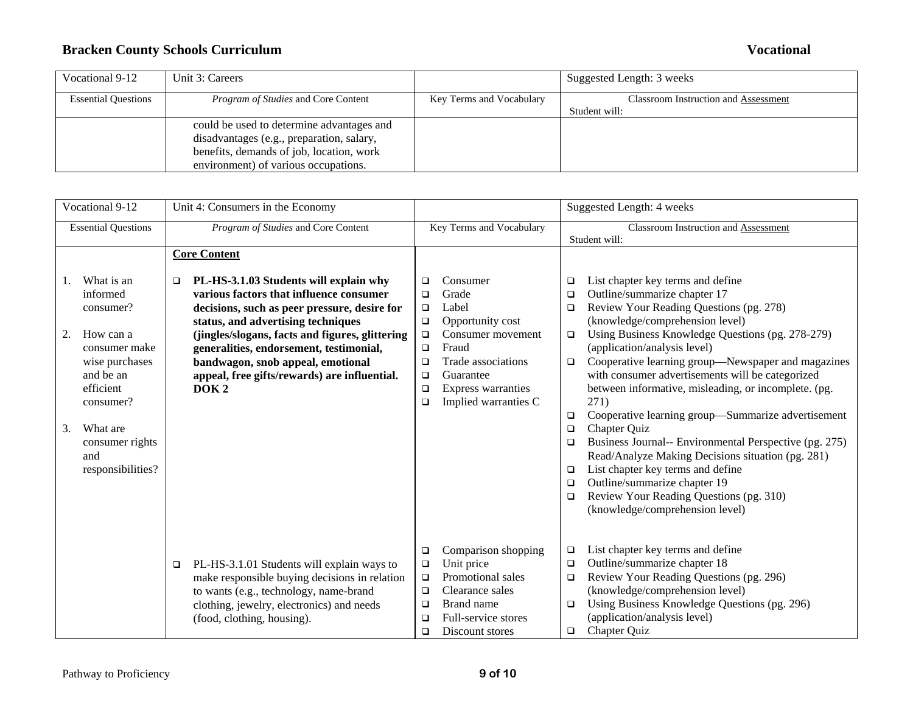| Vocational 9-12 | Unit 3: Careers | | Suggested Length: 3 weeks |
|---|---|---|---|
| Essential Questions | *Program of Studies* and Core Content | Key Terms and Vocabulary | Classroom Instruction and Assessment<br>Student will: |
| | could be used to determine advantages and disadvantages (e.g., preparation, salary, benefits, demands of job, location, work environment) of various occupations. | | |

| Vocational 9-12 | Unit 4: Consumers in the Economy | | Suggested Length: 4 weeks |
|---|---|---|---|
| Essential Questions | *Program of Studies* and Core Content | Key Terms and Vocabulary | Classroom Instruction and Assessment<br>Student will: |
| 1. What is an informed consumer?<br><br>2. How can a consumer make wise purchases and be an efficient consumer?<br><br>3. What are consumer rights and responsibilities? | **Core Content**<br><br>❑ **PL-HS-3.1.03 Students will explain why various factors that influence consumer decisions, such as peer pressure, desire for status, and advertising techniques (jingles/slogans, facts and figures, glittering generalities, endorsement, testimonial, bandwagon, snob appeal, emotional appeal, free gifts/rewards) are influential. DOK 2** | ❑ Consumer<br>❑ Grade<br>❑ Label<br>❑ Opportunity cost<br>❑ Consumer movement<br>❑ Fraud<br>❑ Trade associations<br>❑ Guarantee<br>❑ Express warranties<br>❑ Implied warranties C | ❑ List chapter key terms and define<br>❑ Outline/summarize chapter 17<br>❑ Review Your Reading Questions (pg. 278) (knowledge/comprehension level)<br>❑ Using Business Knowledge Questions (pg. 278-279) (application/analysis level)<br>❑ Cooperative learning group—Newspaper and magazines with consumer advertisements will be categorized between informative, misleading, or incomplete. (pg. 271)<br>❑ Cooperative learning group—Summarize advertisement<br>❑ Chapter Quiz<br>❑ Business Journal-- Environmental Perspective (pg. 275) Read/Analyze Making Decisions situation (pg. 281)<br>❑ List chapter key terms and define<br>❑ Outline/summarize chapter 19<br>❑ Review Your Reading Questions (pg. 310) (knowledge/comprehension level) |
| | ❑ PL-HS-3.1.01 Students will explain ways to make responsible buying decisions in relation to wants (e.g., technology, name-brand clothing, jewelry, electronics) and needs (food, clothing, housing). | ❑ Comparison shopping<br>❑ Unit price<br>❑ Promotional sales<br>❑ Clearance sales<br>❑ Brand name<br>❑ Full-service stores<br>❑ Discount stores | ❑ List chapter key terms and define<br>❑ Outline/summarize chapter 18<br>❑ Review Your Reading Questions (pg. 296) (knowledge/comprehension level)<br>❑ Using Business Knowledge Questions (pg. 296) (application/analysis level)<br>❑ Chapter Quiz |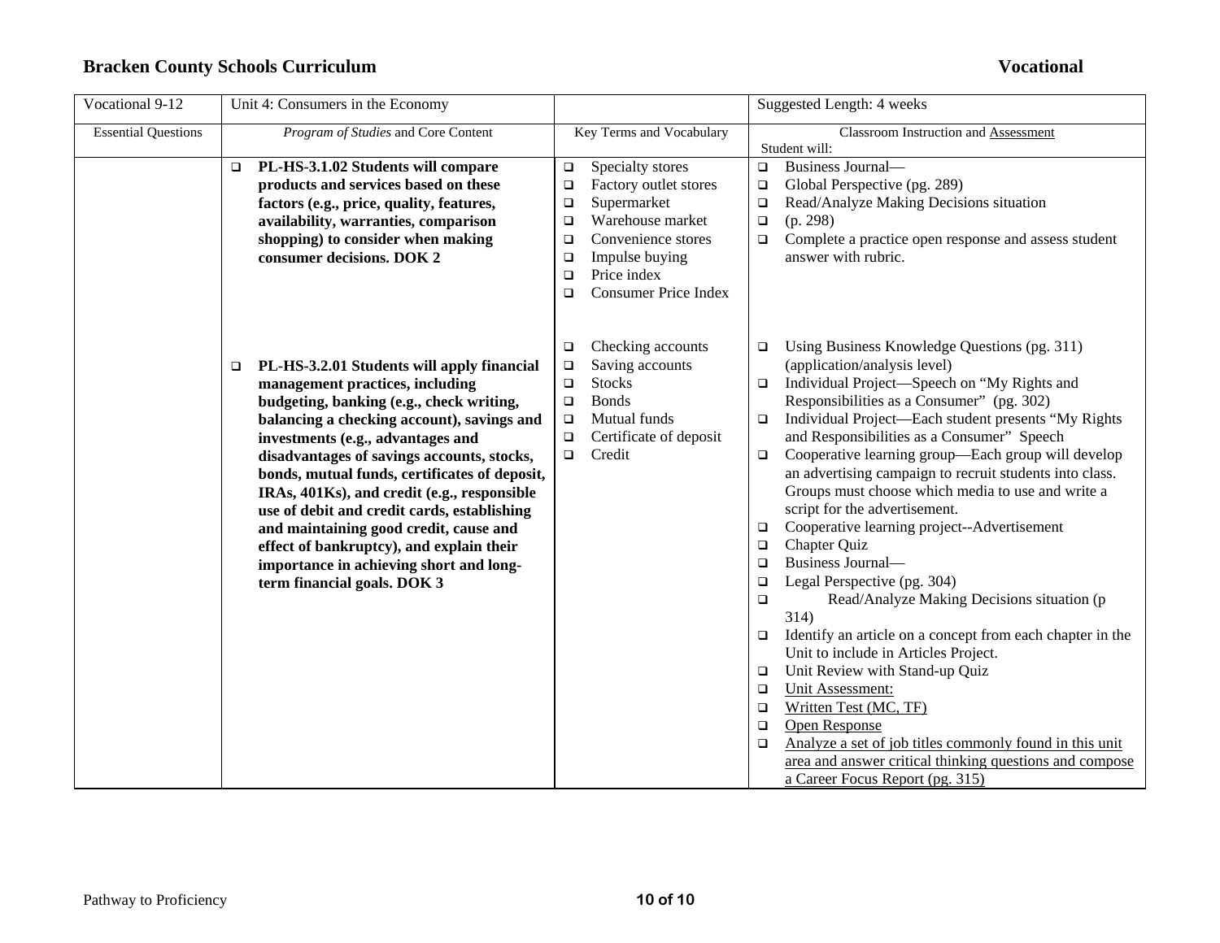| Vocational 9-12 | Unit 4: Consumers in the Economy | | Suggested Length: 4 weeks |
|---|---|---|---|
| Essential Questions | *Program of Studies* and Core Content | Key Terms and Vocabulary | Classroom Instruction and Assessment<br>Student will: |
| | ❑ **PL-HS-3.1.02 Students will compare products and services based on these factors (e.g., price, quality, features, availability, warranties, comparison shopping) to consider when making consumer decisions. DOK 2** | ❑ Specialty stores<br>❑ Factory outlet stores<br>❑ Supermarket<br>❑ Warehouse market<br>❑ Convenience stores<br>❑ Impulse buying<br>❑ Price index<br>❑ Consumer Price Index | ❑ Business Journal—<br>❑ Global Perspective (pg. 289)<br>❑ Read/Analyze Making Decisions situation<br>❑ (p. 298)<br>❑ Complete a practice open response and assess student answer with rubric. |
| | ❑ **PL-HS-3.2.01 Students will apply financial management practices, including budgeting, banking (e.g., check writing, balancing a checking account), savings and investments (e.g., advantages and disadvantages of savings accounts, stocks, bonds, mutual funds, certificates of deposit, IRAs, 401Ks), and credit (e.g., responsible use of debit and credit cards, establishing and maintaining good credit, cause and effect of bankruptcy), and explain their importance in achieving short and long-term financial goals. DOK 3** | ❑ Checking accounts<br>❑ Saving accounts<br>❑ Stocks<br>❑ Bonds<br>❑ Mutual funds<br>❑ Certificate of deposit<br>❑ Credit | ❑ Using Business Knowledge Questions (pg. 311) (application/analysis level)<br>❑ Individual Project—Speech on "My Rights and Responsibilities as a Consumer" (pg. 302)<br>❑ Individual Project—Each student presents "My Rights and Responsibilities as a Consumer" Speech<br>❑ Cooperative learning group—Each group will develop an advertising campaign to recruit students into class. Groups must choose which media to use and write a script for the advertisement.<br>❑ Cooperative learning project--Advertisement<br>❑ Chapter Quiz<br>❑ Business Journal—<br>❑ Legal Perspective (pg. 304)<br>❑ Read/Analyze Making Decisions situation (p 314)<br>❑ Identify an article on a concept from each chapter in the Unit to include in Articles Project.<br>❑ Unit Review with Stand-up Quiz<br>❑ Unit Assessment:<br>❑ Written Test (MC, TF)<br>❑ Open Response<br>❑ Analyze a set of job titles commonly found in this unit area and answer critical thinking questions and compose a Career Focus Report (pg. 315) |